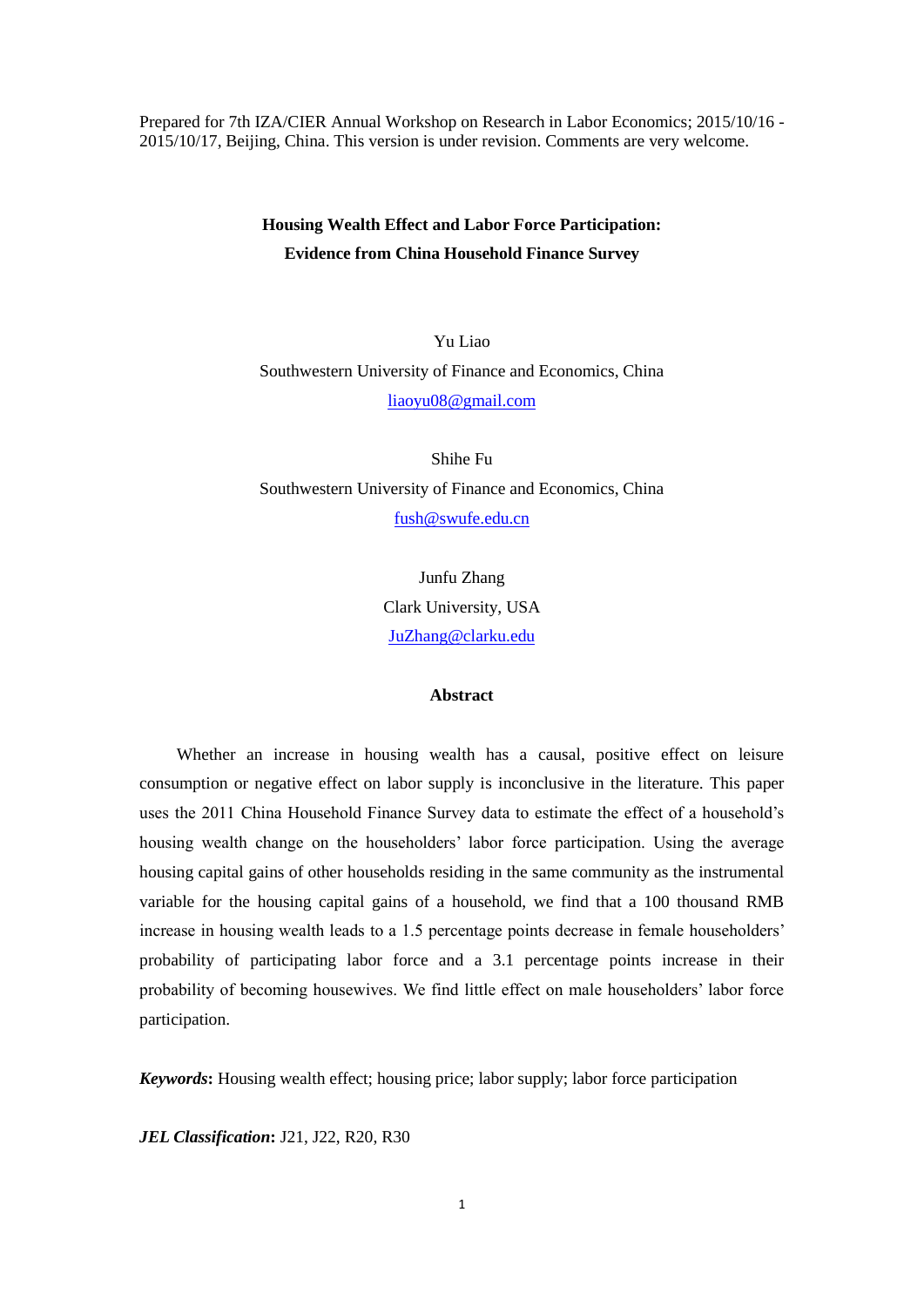Prepared for 7th IZA/CIER Annual Workshop on Research in Labor Economics; 2015/10/16 - 2015/10/17, Beijing, China. This version is under revision. Comments are very welcome.

# Housing Wealth Effect and Labor Force Participation: Evidence from China Household Finance Survey

Yu Liao

Southwestern University of Finance and Economics, China

liaoyu08@gmail.com

Shihe Fu

Southwestern University of Finance and Economics, China

fush@swufe.edu.cn

Junfu Zhang

Clark University, USA

JuZhang@clarku.edu

## Abstract

Whether an increase in housing wealth has a causal, positive effect on leisure consumption or negative effect on labor supply is inconclusive in the literature. This paper uses the 2011 China Household Finance Survey data to estimate the effect of a household's housing wealth change on the householders' labor force participation. Using the average housing capital gains of other households residing in the same community as the instrumental variable for the housing capital gains of a household, we find that a 100 thousand RMB increase in housing wealth leads to a 1.5 percentage points decrease in female householders' probability of participating labor force and a 3.1 percentage points increase in their probability of becoming housewives. We find little effect on male householders' labor force participation.

***Keywords*:** Housing wealth effect; housing price; labor supply; labor force participation

***JEL Classification*:** J21, J22, R20, R30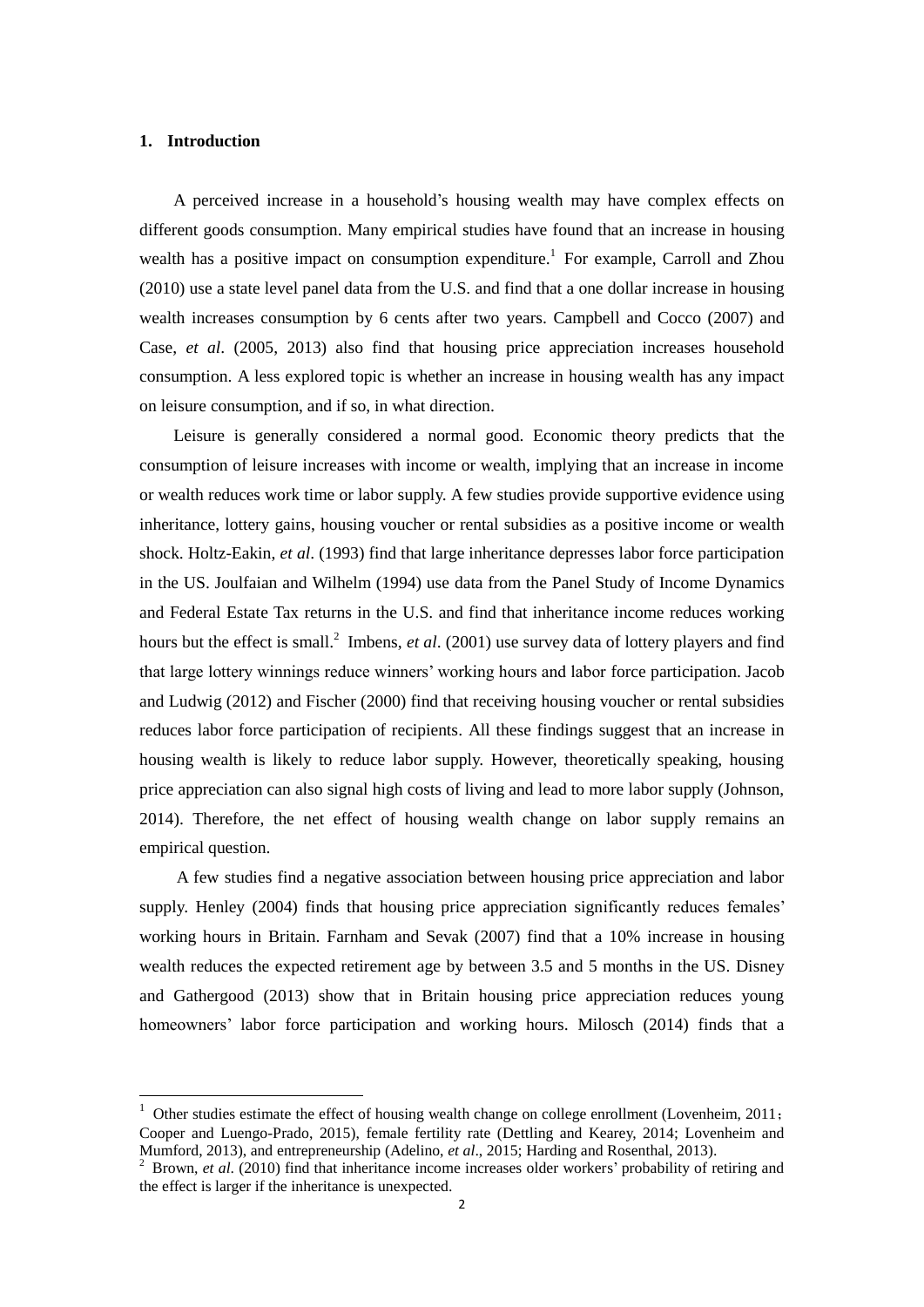## 1. Introduction

A perceived increase in a household's housing wealth may have complex effects on different goods consumption. Many empirical studies have found that an increase in housing wealth has a positive impact on consumption expenditure.[1] For example, Carroll and Zhou (2010) use a state level panel data from the U.S. and find that a one dollar increase in housing wealth increases consumption by 6 cents after two years. Campbell and Cocco (2007) and Case, *et al*. (2005, 2013) also find that housing price appreciation increases household consumption. A less explored topic is whether an increase in housing wealth has any impact on leisure consumption, and if so, in what direction.

Leisure is generally considered a normal good. Economic theory predicts that the consumption of leisure increases with income or wealth, implying that an increase in income or wealth reduces work time or labor supply. A few studies provide supportive evidence using inheritance, lottery gains, housing voucher or rental subsidies as a positive income or wealth shock. Holtz-Eakin, *et al*. (1993) find that large inheritance depresses labor force participation in the US. Joulfaian and Wilhelm (1994) use data from the Panel Study of Income Dynamics and Federal Estate Tax returns in the U.S. and find that inheritance income reduces working hours but the effect is small.[2] Imbens, *et al*. (2001) use survey data of lottery players and find that large lottery winnings reduce winners' working hours and labor force participation. Jacob and Ludwig (2012) and Fischer (2000) find that receiving housing voucher or rental subsidies reduces labor force participation of recipients. All these findings suggest that an increase in housing wealth is likely to reduce labor supply. However, theoretically speaking, housing price appreciation can also signal high costs of living and lead to more labor supply (Johnson, 2014). Therefore, the net effect of housing wealth change on labor supply remains an empirical question.

A few studies find a negative association between housing price appreciation and labor supply. Henley (2004) finds that housing price appreciation significantly reduces females' working hours in Britain. Farnham and Sevak (2007) find that a 10% increase in housing wealth reduces the expected retirement age by between 3.5 and 5 months in the US. Disney and Gathergood (2013) show that in Britain housing price appreciation reduces young homeowners' labor force participation and working hours. Milosch (2014) finds that a

---

[1] Other studies estimate the effect of housing wealth change on college enrollment (Lovenheim, 2011; Cooper and Luengo-Prado, 2015), female fertility rate (Dettling and Kearey, 2014; Lovenheim and Mumford, 2013), and entrepreneurship (Adelino, *et al*., 2015; Harding and Rosenthal, 2013).

[2] Brown, *et al*. (2010) find that inheritance income increases older workers' probability of retiring and the effect is larger if the inheritance is unexpected.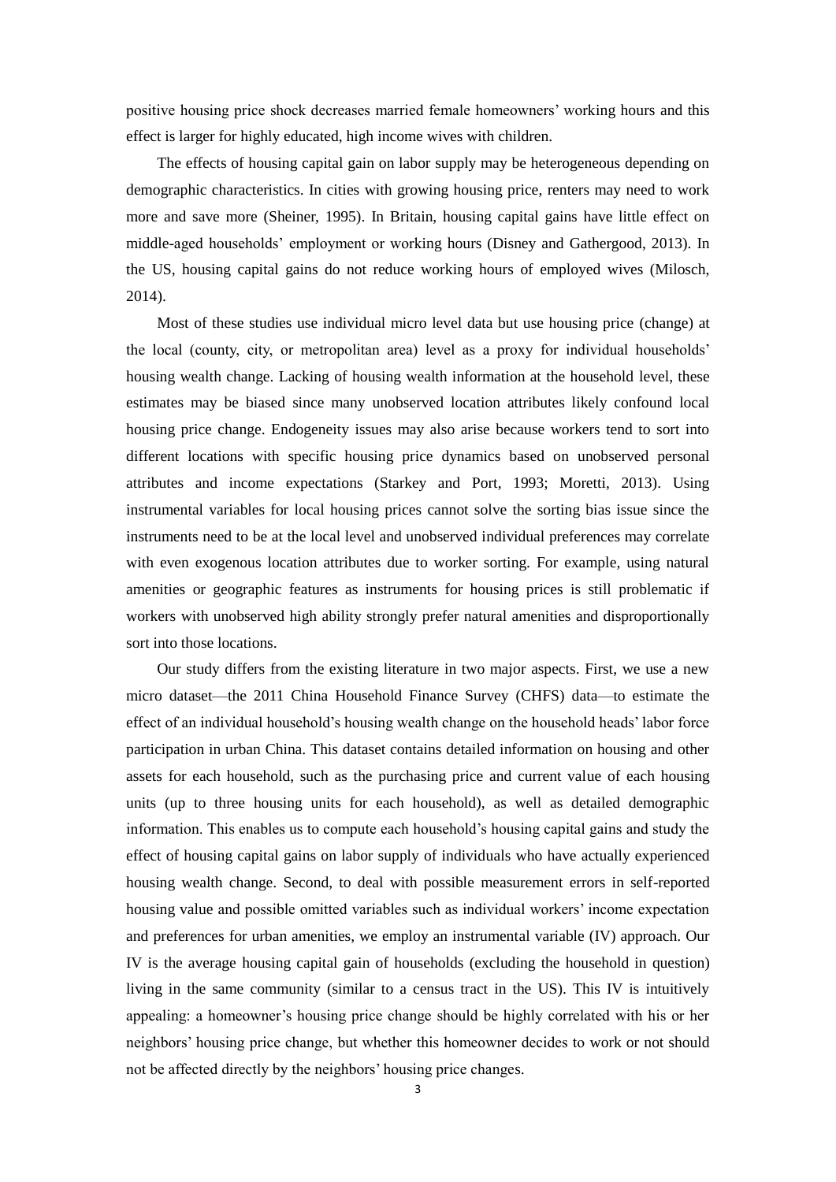positive housing price shock decreases married female homeowners' working hours and this effect is larger for highly educated, high income wives with children.

The effects of housing capital gain on labor supply may be heterogeneous depending on demographic characteristics. In cities with growing housing price, renters may need to work more and save more (Sheiner, 1995). In Britain, housing capital gains have little effect on middle-aged households' employment or working hours (Disney and Gathergood, 2013). In the US, housing capital gains do not reduce working hours of employed wives (Milosch, 2014).

Most of these studies use individual micro level data but use housing price (change) at the local (county, city, or metropolitan area) level as a proxy for individual households' housing wealth change. Lacking of housing wealth information at the household level, these estimates may be biased since many unobserved location attributes likely confound local housing price change. Endogeneity issues may also arise because workers tend to sort into different locations with specific housing price dynamics based on unobserved personal attributes and income expectations (Starkey and Port, 1993; Moretti, 2013). Using instrumental variables for local housing prices cannot solve the sorting bias issue since the instruments need to be at the local level and unobserved individual preferences may correlate with even exogenous location attributes due to worker sorting. For example, using natural amenities or geographic features as instruments for housing prices is still problematic if workers with unobserved high ability strongly prefer natural amenities and disproportionally sort into those locations.

Our study differs from the existing literature in two major aspects. First, we use a new micro dataset—the 2011 China Household Finance Survey (CHFS) data—to estimate the effect of an individual household's housing wealth change on the household heads' labor force participation in urban China. This dataset contains detailed information on housing and other assets for each household, such as the purchasing price and current value of each housing units (up to three housing units for each household), as well as detailed demographic information. This enables us to compute each household's housing capital gains and study the effect of housing capital gains on labor supply of individuals who have actually experienced housing wealth change. Second, to deal with possible measurement errors in self-reported housing value and possible omitted variables such as individual workers' income expectation and preferences for urban amenities, we employ an instrumental variable (IV) approach. Our IV is the average housing capital gain of households (excluding the household in question) living in the same community (similar to a census tract in the US). This IV is intuitively appealing: a homeowner's housing price change should be highly correlated with his or her neighbors' housing price change, but whether this homeowner decides to work or not should not be affected directly by the neighbors' housing price changes.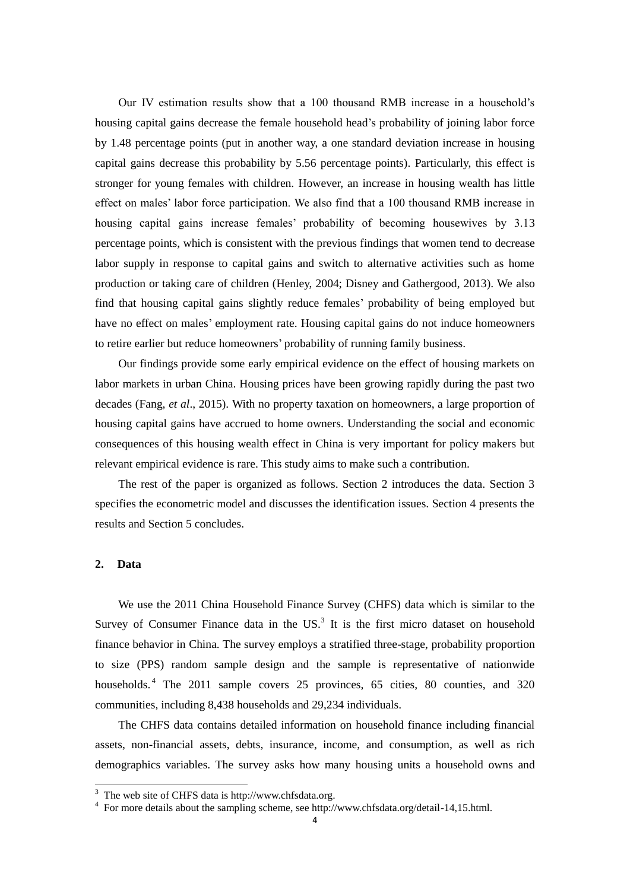Our IV estimation results show that a 100 thousand RMB increase in a household's housing capital gains decrease the female household head's probability of joining labor force by 1.48 percentage points (put in another way, a one standard deviation increase in housing capital gains decrease this probability by 5.56 percentage points). Particularly, this effect is stronger for young females with children. However, an increase in housing wealth has little effect on males' labor force participation. We also find that a 100 thousand RMB increase in housing capital gains increase females' probability of becoming housewives by 3.13 percentage points, which is consistent with the previous findings that women tend to decrease labor supply in response to capital gains and switch to alternative activities such as home production or taking care of children (Henley, 2004; Disney and Gathergood, 2013). We also find that housing capital gains slightly reduce females' probability of being employed but have no effect on males' employment rate. Housing capital gains do not induce homeowners to retire earlier but reduce homeowners' probability of running family business.

Our findings provide some early empirical evidence on the effect of housing markets on labor markets in urban China. Housing prices have been growing rapidly during the past two decades (Fang, *et al*., 2015). With no property taxation on homeowners, a large proportion of housing capital gains have accrued to home owners. Understanding the social and economic consequences of this housing wealth effect in China is very important for policy makers but relevant empirical evidence is rare. This study aims to make such a contribution.

The rest of the paper is organized as follows. Section 2 introduces the data. Section 3 specifies the econometric model and discusses the identification issues. Section 4 presents the results and Section 5 concludes.

## 2. Data

We use the 2011 China Household Finance Survey (CHFS) data which is similar to the Survey of Consumer Finance data in the US.[3] It is the first micro dataset on household finance behavior in China. The survey employs a stratified three-stage, probability proportion to size (PPS) random sample design and the sample is representative of nationwide households.[4] The 2011 sample covers 25 provinces, 65 cities, 80 counties, and 320 communities, including 8,438 households and 29,234 individuals.

The CHFS data contains detailed information on household finance including financial assets, non-financial assets, debts, insurance, income, and consumption, as well as rich demographics variables. The survey asks how many housing units a household owns and

[3] The web site of CHFS data is http://www.chfsdata.org.

[4] For more details about the sampling scheme, see http://www.chfsdata.org/detail-14,15.html.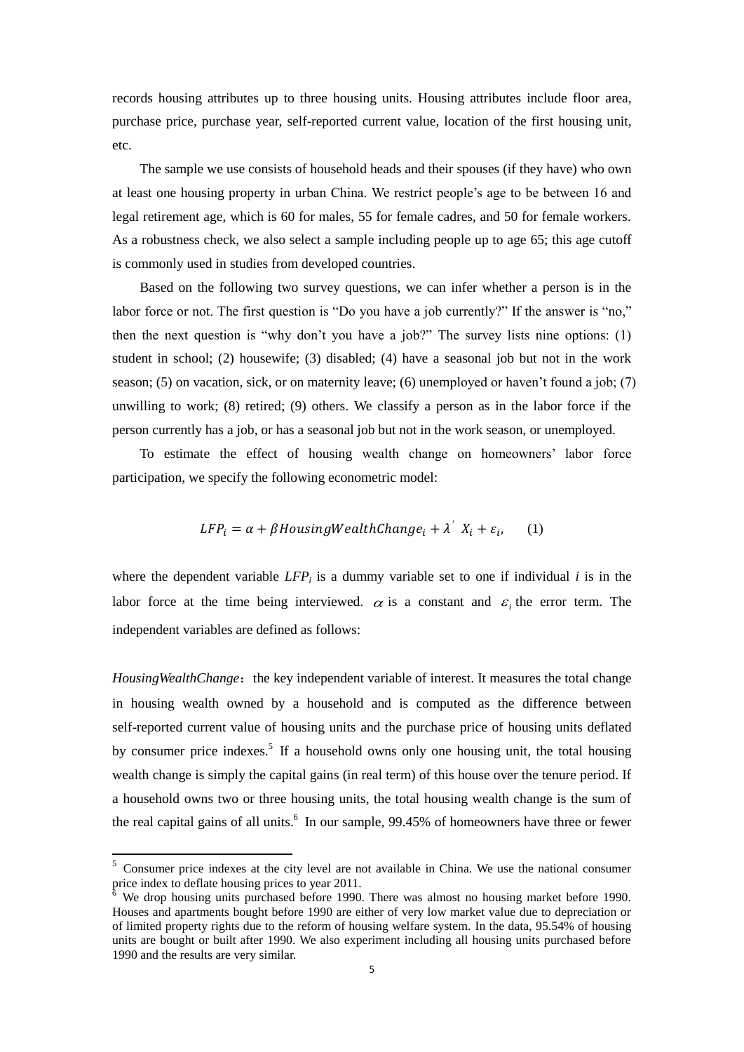records housing attributes up to three housing units. Housing attributes include floor area, purchase price, purchase year, self-reported current value, location of the first housing unit, etc.

The sample we use consists of household heads and their spouses (if they have) who own at least one housing property in urban China. We restrict people's age to be between 16 and legal retirement age, which is 60 for males, 55 for female cadres, and 50 for female workers. As a robustness check, we also select a sample including people up to age 65; this age cutoff is commonly used in studies from developed countries.

Based on the following two survey questions, we can infer whether a person is in the labor force or not. The first question is "Do you have a job currently?" If the answer is "no," then the next question is "why don't you have a job?" The survey lists nine options: (1) student in school; (2) housewife; (3) disabled; (4) have a seasonal job but not in the work season; (5) on vacation, sick, or on maternity leave; (6) unemployed or haven't found a job; (7) unwilling to work; (8) retired; (9) others. We classify a person as in the labor force if the person currently has a job, or has a seasonal job but not in the work season, or unemployed.

To estimate the effect of housing wealth change on homeowners' labor force participation, we specify the following econometric model:

$$LFP_i = \alpha + \beta HousingWealthChange_i + \lambda' X_i + \varepsilon_i, \qquad (1)$$

where the dependent variable $LFP_i$ is a dummy variable set to one if individual $i$ is in the labor force at the time being interviewed. $\alpha$ is a constant and $\varepsilon_i$ the error term. The independent variables are defined as follows:

*HousingWealthChange*: the key independent variable of interest. It measures the total change in housing wealth owned by a household and is computed as the difference between self-reported current value of housing units and the purchase price of housing units deflated by consumer price indexes.[5] If a household owns only one housing unit, the total housing wealth change is simply the capital gains (in real term) of this house over the tenure period. If a household owns two or three housing units, the total housing wealth change is the sum of the real capital gains of all units.[6] In our sample, 99.45% of homeowners have three or fewer

[5] Consumer price indexes at the city level are not available in China. We use the national consumer price index to deflate housing prices to year 2011.

[6] We drop housing units purchased before 1990. There was almost no housing market before 1990. Houses and apartments bought before 1990 are either of very low market value due to depreciation or of limited property rights due to the reform of housing welfare system. In the data, 95.54% of housing units are bought or built after 1990. We also experiment including all housing units purchased before 1990 and the results are very similar.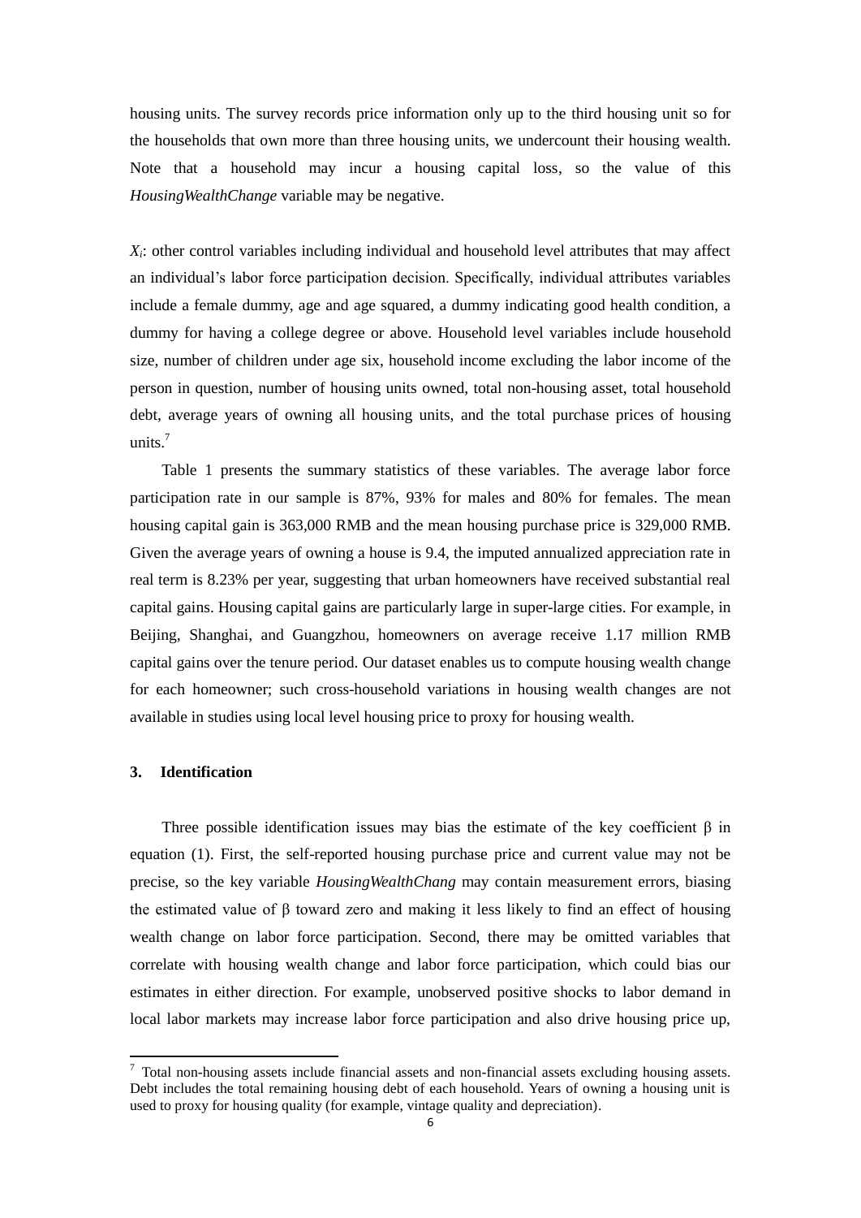housing units. The survey records price information only up to the third housing unit so for the households that own more than three housing units, we undercount their housing wealth. Note that a household may incur a housing capital loss, so the value of this *HousingWealthChange* variable may be negative.

$X_i$: other control variables including individual and household level attributes that may affect an individual's labor force participation decision. Specifically, individual attributes variables include a female dummy, age and age squared, a dummy indicating good health condition, a dummy for having a college degree or above. Household level variables include household size, number of children under age six, household income excluding the labor income of the person in question, number of housing units owned, total non-housing asset, total household debt, average years of owning all housing units, and the total purchase prices of housing units.[7]

Table 1 presents the summary statistics of these variables. The average labor force participation rate in our sample is 87%, 93% for males and 80% for females. The mean housing capital gain is 363,000 RMB and the mean housing purchase price is 329,000 RMB. Given the average years of owning a house is 9.4, the imputed annualized appreciation rate in real term is 8.23% per year, suggesting that urban homeowners have received substantial real capital gains. Housing capital gains are particularly large in super-large cities. For example, in Beijing, Shanghai, and Guangzhou, homeowners on average receive 1.17 million RMB capital gains over the tenure period. Our dataset enables us to compute housing wealth change for each homeowner; such cross-household variations in housing wealth changes are not available in studies using local level housing price to proxy for housing wealth.

## 3. Identification

Three possible identification issues may bias the estimate of the key coefficient $\beta$ in equation (1). First, the self-reported housing purchase price and current value may not be precise, so the key variable *HousingWealthChang* may contain measurement errors, biasing the estimated value of $\beta$ toward zero and making it less likely to find an effect of housing wealth change on labor force participation. Second, there may be omitted variables that correlate with housing wealth change and labor force participation, which could bias our estimates in either direction. For example, unobserved positive shocks to labor demand in local labor markets may increase labor force participation and also drive housing price up,

[7] Total non-housing assets include financial assets and non-financial assets excluding housing assets. Debt includes the total remaining housing debt of each household. Years of owning a housing unit is used to proxy for housing quality (for example, vintage quality and depreciation).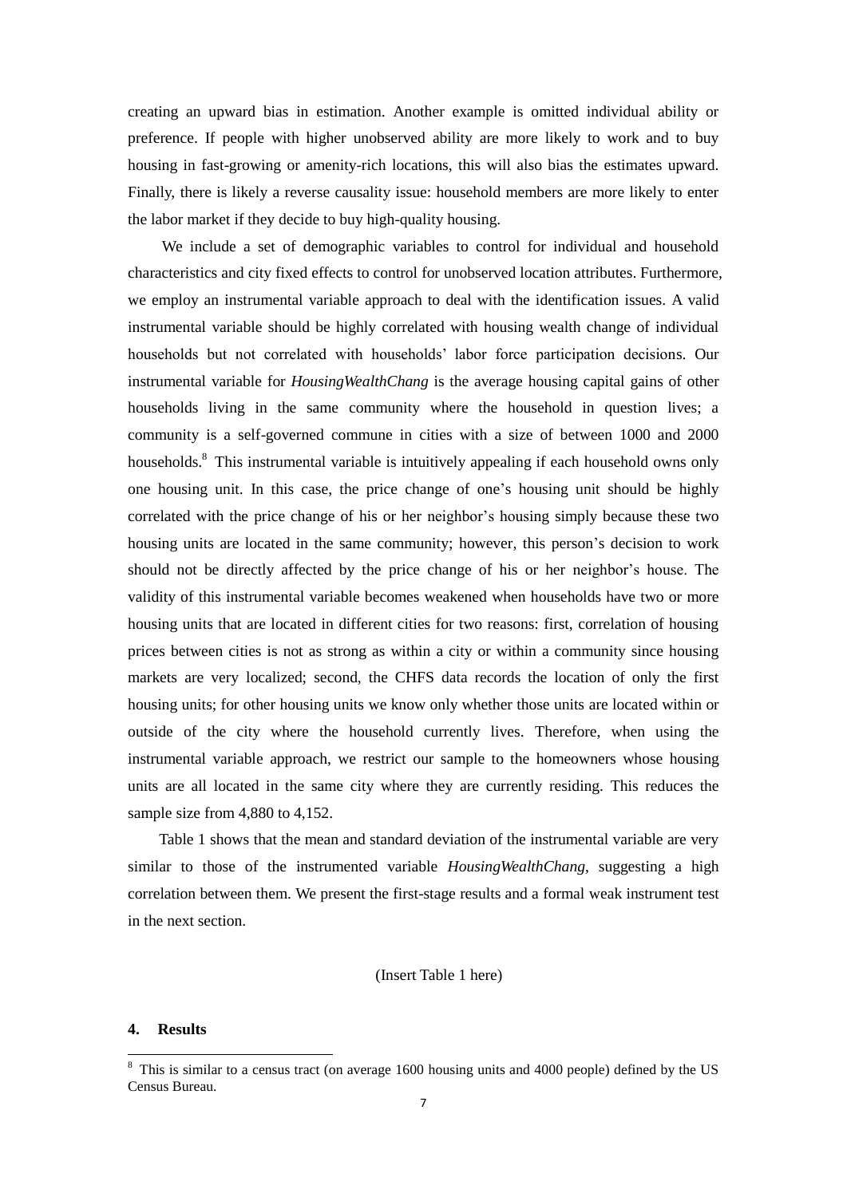creating an upward bias in estimation. Another example is omitted individual ability or preference. If people with higher unobserved ability are more likely to work and to buy housing in fast-growing or amenity-rich locations, this will also bias the estimates upward. Finally, there is likely a reverse causality issue: household members are more likely to enter the labor market if they decide to buy high-quality housing.

We include a set of demographic variables to control for individual and household characteristics and city fixed effects to control for unobserved location attributes. Furthermore, we employ an instrumental variable approach to deal with the identification issues. A valid instrumental variable should be highly correlated with housing wealth change of individual households but not correlated with households' labor force participation decisions. Our instrumental variable for *HousingWealthChang* is the average housing capital gains of other households living in the same community where the household in question lives; a community is a self-governed commune in cities with a size of between 1000 and 2000 households.[8] This instrumental variable is intuitively appealing if each household owns only one housing unit. In this case, the price change of one's housing unit should be highly correlated with the price change of his or her neighbor's housing simply because these two housing units are located in the same community; however, this person's decision to work should not be directly affected by the price change of his or her neighbor's house. The validity of this instrumental variable becomes weakened when households have two or more housing units that are located in different cities for two reasons: first, correlation of housing prices between cities is not as strong as within a city or within a community since housing markets are very localized; second, the CHFS data records the location of only the first housing units; for other housing units we know only whether those units are located within or outside of the city where the household currently lives. Therefore, when using the instrumental variable approach, we restrict our sample to the homeowners whose housing units are all located in the same city where they are currently residing. This reduces the sample size from 4,880 to 4,152.

Table 1 shows that the mean and standard deviation of the instrumental variable are very similar to those of the instrumented variable *HousingWealthChang*, suggesting a high correlation between them. We present the first-stage results and a formal weak instrument test in the next section.

(Insert Table 1 here)

## 4. Results

[8] This is similar to a census tract (on average 1600 housing units and 4000 people) defined by the US Census Bureau.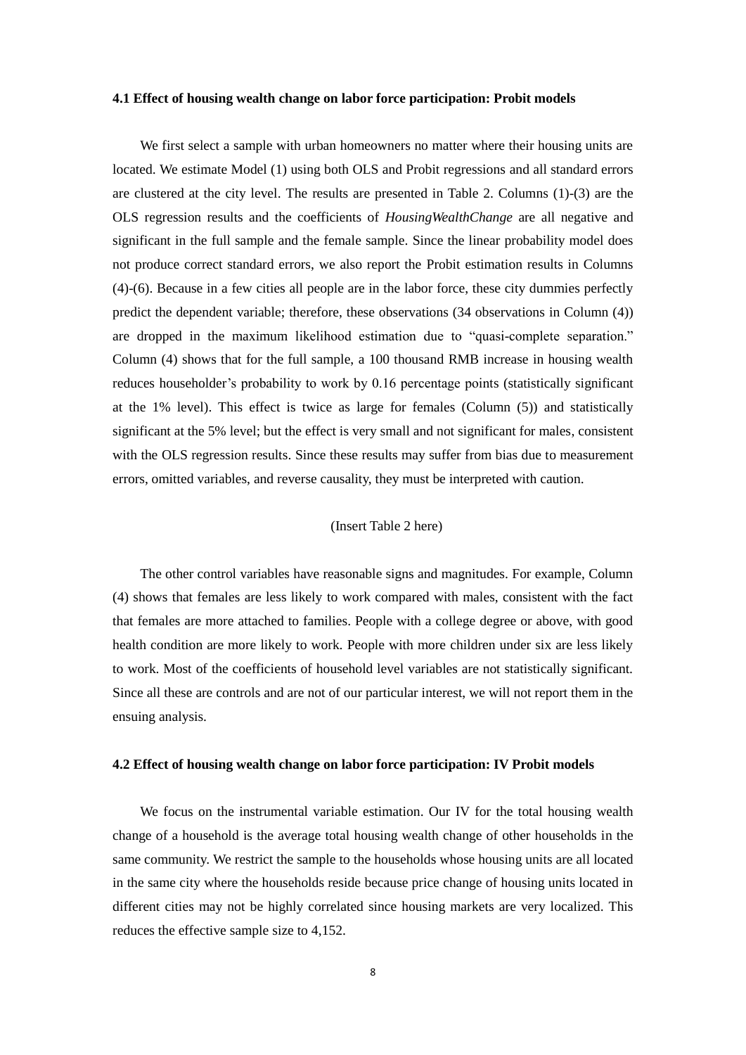#### 4.1 Effect of housing wealth change on labor force participation: Probit models

We first select a sample with urban homeowners no matter where their housing units are located. We estimate Model (1) using both OLS and Probit regressions and all standard errors are clustered at the city level. The results are presented in Table 2. Columns (1)-(3) are the OLS regression results and the coefficients of *HousingWealthChange* are all negative and significant in the full sample and the female sample. Since the linear probability model does not produce correct standard errors, we also report the Probit estimation results in Columns (4)-(6). Because in a few cities all people are in the labor force, these city dummies perfectly predict the dependent variable; therefore, these observations (34 observations in Column (4)) are dropped in the maximum likelihood estimation due to "quasi-complete separation." Column (4) shows that for the full sample, a 100 thousand RMB increase in housing wealth reduces householder's probability to work by 0.16 percentage points (statistically significant at the 1% level). This effect is twice as large for females (Column (5)) and statistically significant at the 5% level; but the effect is very small and not significant for males, consistent with the OLS regression results. Since these results may suffer from bias due to measurement errors, omitted variables, and reverse causality, they must be interpreted with caution.

(Insert Table 2 here)

The other control variables have reasonable signs and magnitudes. For example, Column (4) shows that females are less likely to work compared with males, consistent with the fact that females are more attached to families. People with a college degree or above, with good health condition are more likely to work. People with more children under six are less likely to work. Most of the coefficients of household level variables are not statistically significant. Since all these are controls and are not of our particular interest, we will not report them in the ensuing analysis.

#### 4.2 Effect of housing wealth change on labor force participation: IV Probit models

We focus on the instrumental variable estimation. Our IV for the total housing wealth change of a household is the average total housing wealth change of other households in the same community. We restrict the sample to the households whose housing units are all located in the same city where the households reside because price change of housing units located in different cities may not be highly correlated since housing markets are very localized. This reduces the effective sample size to 4,152.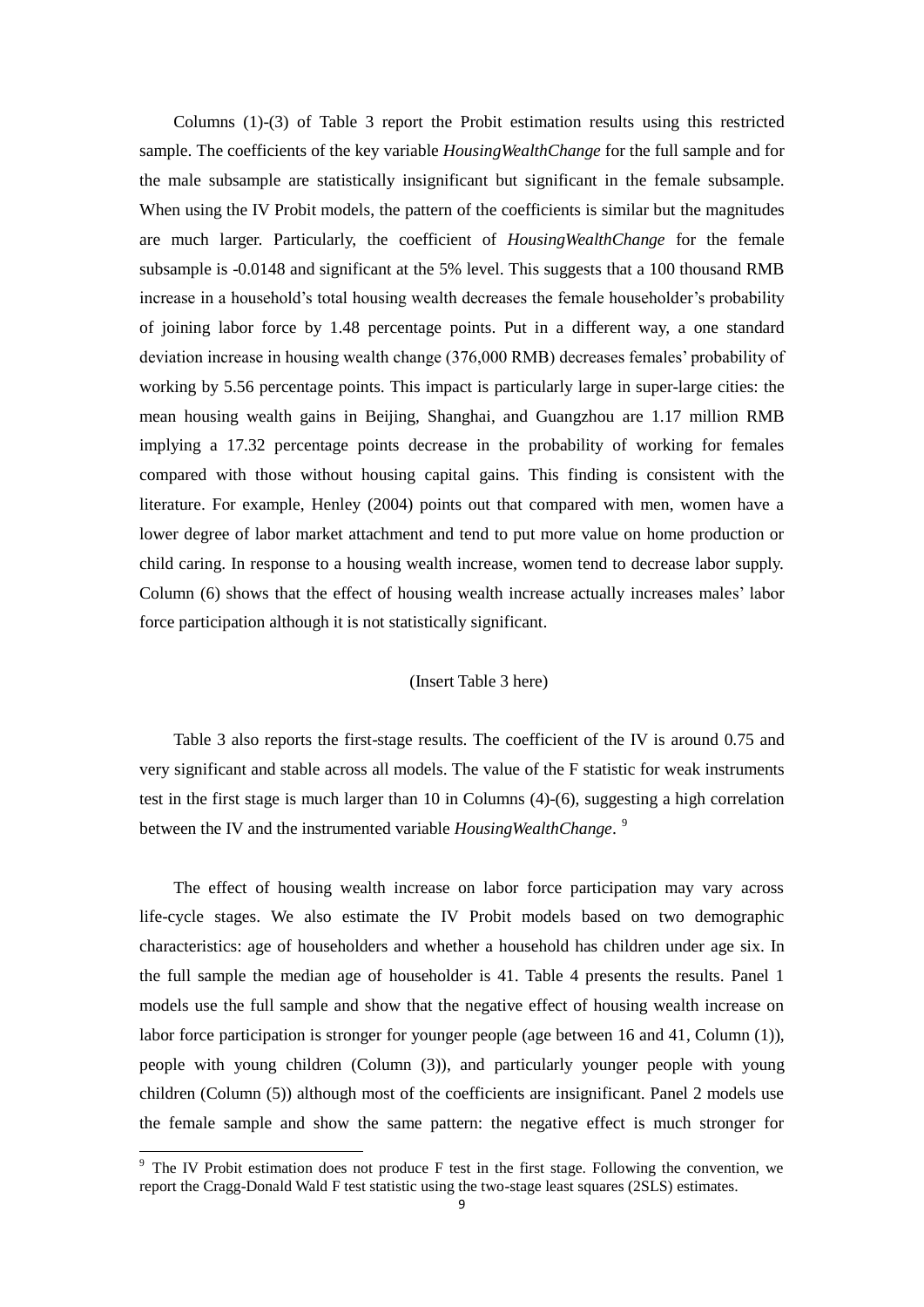Columns (1)-(3) of Table 3 report the Probit estimation results using this restricted sample. The coefficients of the key variable *HousingWealthChange* for the full sample and for the male subsample are statistically insignificant but significant in the female subsample. When using the IV Probit models, the pattern of the coefficients is similar but the magnitudes are much larger. Particularly, the coefficient of *HousingWealthChange* for the female subsample is -0.0148 and significant at the 5% level. This suggests that a 100 thousand RMB increase in a household's total housing wealth decreases the female householder's probability of joining labor force by 1.48 percentage points. Put in a different way, a one standard deviation increase in housing wealth change (376,000 RMB) decreases females' probability of working by 5.56 percentage points. This impact is particularly large in super-large cities: the mean housing wealth gains in Beijing, Shanghai, and Guangzhou are 1.17 million RMB implying a 17.32 percentage points decrease in the probability of working for females compared with those without housing capital gains. This finding is consistent with the literature. For example, Henley (2004) points out that compared with men, women have a lower degree of labor market attachment and tend to put more value on home production or child caring. In response to a housing wealth increase, women tend to decrease labor supply. Column (6) shows that the effect of housing wealth increase actually increases males' labor force participation although it is not statistically significant.

(Insert Table 3 here)

Table 3 also reports the first-stage results. The coefficient of the IV is around 0.75 and very significant and stable across all models. The value of the F statistic for weak instruments test in the first stage is much larger than 10 in Columns (4)-(6), suggesting a high correlation between the IV and the instrumented variable *HousingWealthChange*. [9]

The effect of housing wealth increase on labor force participation may vary across life-cycle stages. We also estimate the IV Probit models based on two demographic characteristics: age of householders and whether a household has children under age six. In the full sample the median age of householder is 41. Table 4 presents the results. Panel 1 models use the full sample and show that the negative effect of housing wealth increase on labor force participation is stronger for younger people (age between 16 and 41, Column (1)), people with young children (Column (3)), and particularly younger people with young children (Column (5)) although most of the coefficients are insignificant. Panel 2 models use the female sample and show the same pattern: the negative effect is much stronger for

[9] The IV Probit estimation does not produce F test in the first stage. Following the convention, we report the Cragg-Donald Wald F test statistic using the two-stage least squares (2SLS) estimates.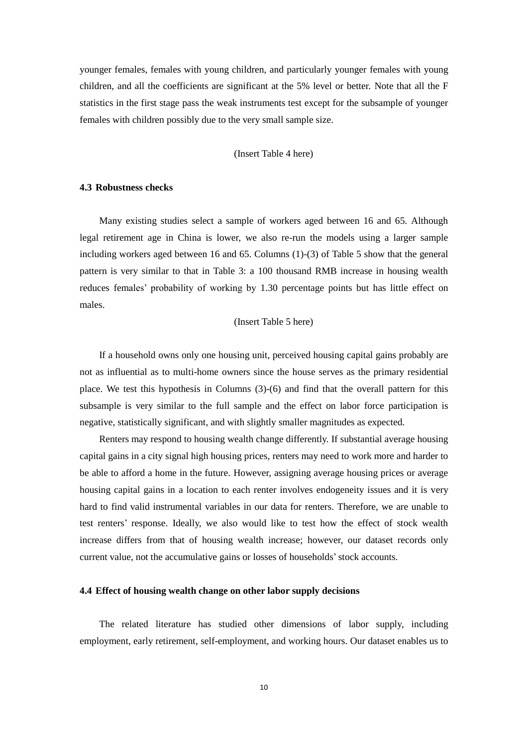younger females, females with young children, and particularly younger females with young children, and all the coefficients are significant at the 5% level or better. Note that all the F statistics in the first stage pass the weak instruments test except for the subsample of younger females with children possibly due to the very small sample size.

(Insert Table 4 here)

### 4.3 Robustness checks

Many existing studies select a sample of workers aged between 16 and 65. Although legal retirement age in China is lower, we also re-run the models using a larger sample including workers aged between 16 and 65. Columns (1)-(3) of Table 5 show that the general pattern is very similar to that in Table 3: a 100 thousand RMB increase in housing wealth reduces females' probability of working by 1.30 percentage points but has little effect on males.

(Insert Table 5 here)

If a household owns only one housing unit, perceived housing capital gains probably are not as influential as to multi-home owners since the house serves as the primary residential place. We test this hypothesis in Columns (3)-(6) and find that the overall pattern for this subsample is very similar to the full sample and the effect on labor force participation is negative, statistically significant, and with slightly smaller magnitudes as expected.

Renters may respond to housing wealth change differently. If substantial average housing capital gains in a city signal high housing prices, renters may need to work more and harder to be able to afford a home in the future. However, assigning average housing prices or average housing capital gains in a location to each renter involves endogeneity issues and it is very hard to find valid instrumental variables in our data for renters. Therefore, we are unable to test renters' response. Ideally, we also would like to test how the effect of stock wealth increase differs from that of housing wealth increase; however, our dataset records only current value, not the accumulative gains or losses of households' stock accounts.

### 4.4 Effect of housing wealth change on other labor supply decisions

The related literature has studied other dimensions of labor supply, including employment, early retirement, self-employment, and working hours. Our dataset enables us to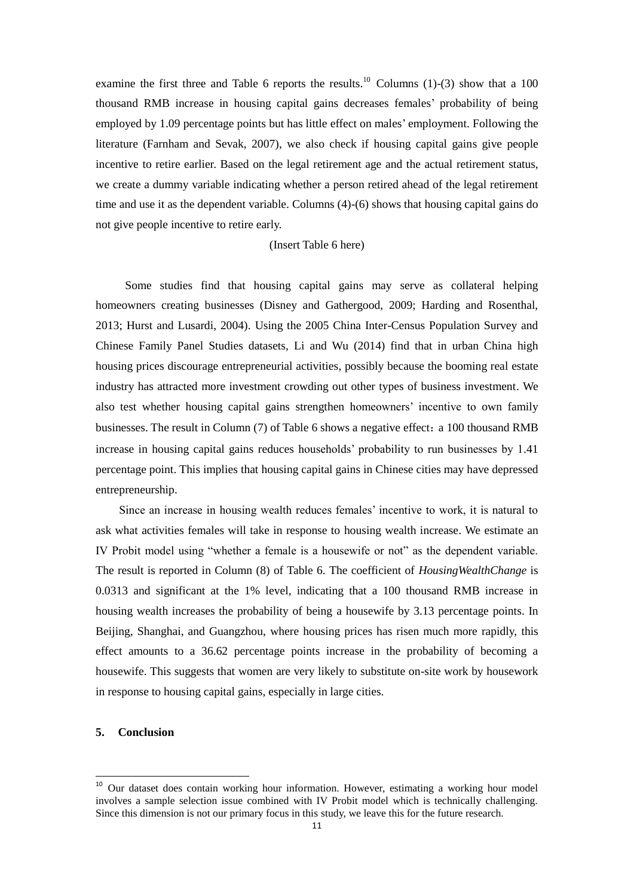examine the first three and Table 6 reports the results.[10] Columns (1)-(3) show that a 100 thousand RMB increase in housing capital gains decreases females' probability of being employed by 1.09 percentage points but has little effect on males' employment. Following the literature (Farnham and Sevak, 2007), we also check if housing capital gains give people incentive to retire earlier. Based on the legal retirement age and the actual retirement status, we create a dummy variable indicating whether a person retired ahead of the legal retirement time and use it as the dependent variable. Columns (4)-(6) shows that housing capital gains do not give people incentive to retire early.

(Insert Table 6 here)

Some studies find that housing capital gains may serve as collateral helping homeowners creating businesses (Disney and Gathergood, 2009; Harding and Rosenthal, 2013; Hurst and Lusardi, 2004). Using the 2005 China Inter-Census Population Survey and Chinese Family Panel Studies datasets, Li and Wu (2014) find that in urban China high housing prices discourage entrepreneurial activities, possibly because the booming real estate industry has attracted more investment crowding out other types of business investment. We also test whether housing capital gains strengthen homeowners' incentive to own family businesses. The result in Column (7) of Table 6 shows a negative effect：a 100 thousand RMB increase in housing capital gains reduces households' probability to run businesses by 1.41 percentage point. This implies that housing capital gains in Chinese cities may have depressed entrepreneurship.

Since an increase in housing wealth reduces females' incentive to work, it is natural to ask what activities females will take in response to housing wealth increase. We estimate an IV Probit model using "whether a female is a housewife or not" as the dependent variable. The result is reported in Column (8) of Table 6. The coefficient of *HousingWealthChange* is 0.0313 and significant at the 1% level, indicating that a 100 thousand RMB increase in housing wealth increases the probability of being a housewife by 3.13 percentage points. In Beijing, Shanghai, and Guangzhou, where housing prices has risen much more rapidly, this effect amounts to a 36.62 percentage points increase in the probability of becoming a housewife. This suggests that women are very likely to substitute on-site work by housework in response to housing capital gains, especially in large cities.

## 5. Conclusion

[10] Our dataset does contain working hour information. However, estimating a working hour model involves a sample selection issue combined with IV Probit model which is technically challenging. Since this dimension is not our primary focus in this study, we leave this for the future research.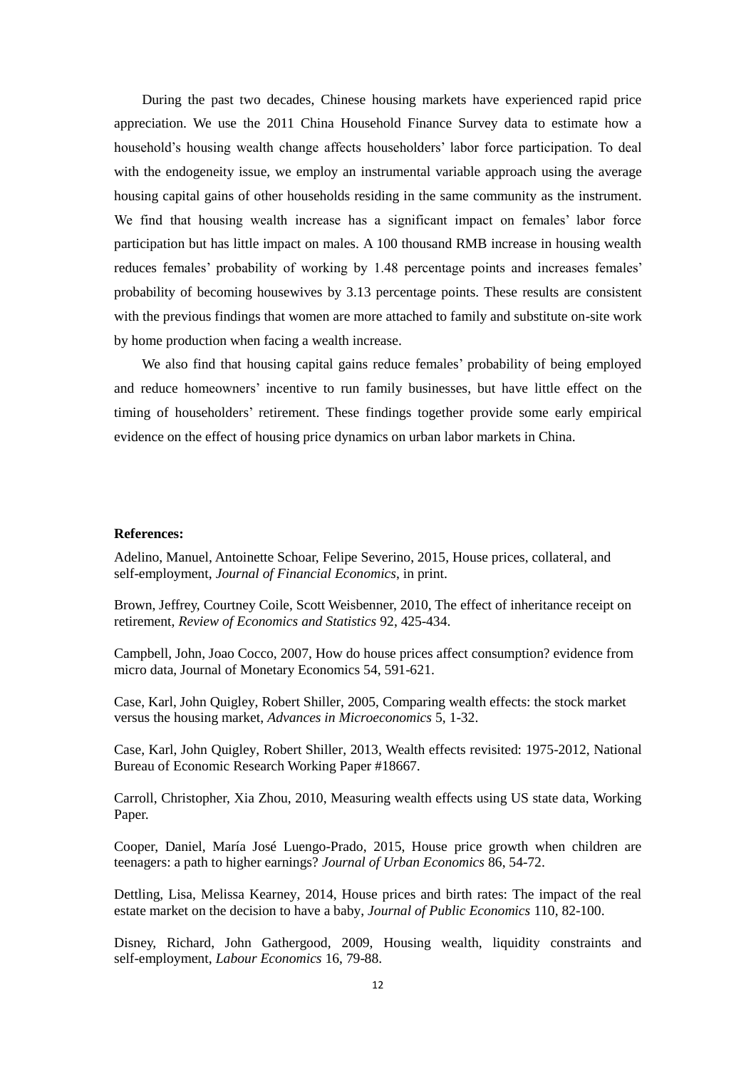During the past two decades, Chinese housing markets have experienced rapid price appreciation. We use the 2011 China Household Finance Survey data to estimate how a household's housing wealth change affects householders' labor force participation. To deal with the endogeneity issue, we employ an instrumental variable approach using the average housing capital gains of other households residing in the same community as the instrument. We find that housing wealth increase has a significant impact on females' labor force participation but has little impact on males. A 100 thousand RMB increase in housing wealth reduces females' probability of working by 1.48 percentage points and increases females' probability of becoming housewives by 3.13 percentage points. These results are consistent with the previous findings that women are more attached to family and substitute on-site work by home production when facing a wealth increase.

We also find that housing capital gains reduce females' probability of being employed and reduce homeowners' incentive to run family businesses, but have little effect on the timing of householders' retirement. These findings together provide some early empirical evidence on the effect of housing price dynamics on urban labor markets in China.

**References:**

Adelino, Manuel, Antoinette Schoar, Felipe Severino, 2015, House prices, collateral, and self-employment, *Journal of Financial Economics*, in print.

Brown, Jeffrey, Courtney Coile, Scott Weisbenner, 2010, The effect of inheritance receipt on retirement, *Review of Economics and Statistics* 92, 425-434.

Campbell, John, Joao Cocco, 2007, How do house prices affect consumption? evidence from micro data, Journal of Monetary Economics 54, 591-621.

Case, Karl, John Quigley, Robert Shiller, 2005, Comparing wealth effects: the stock market versus the housing market, *Advances in Microeconomics* 5, 1-32.

Case, Karl, John Quigley, Robert Shiller, 2013, Wealth effects revisited: 1975-2012, National Bureau of Economic Research Working Paper #18667.

Carroll, Christopher, Xia Zhou, 2010, Measuring wealth effects using US state data, Working Paper.

Cooper, Daniel, María José Luengo-Prado, 2015, House price growth when children are teenagers: a path to higher earnings? *Journal of Urban Economics* 86, 54-72.

Dettling, Lisa, Melissa Kearney, 2014, House prices and birth rates: The impact of the real estate market on the decision to have a baby, *Journal of Public Economics* 110, 82-100.

Disney, Richard, John Gathergood, 2009, Housing wealth, liquidity constraints and self-employment, *Labour Economics* 16, 79-88.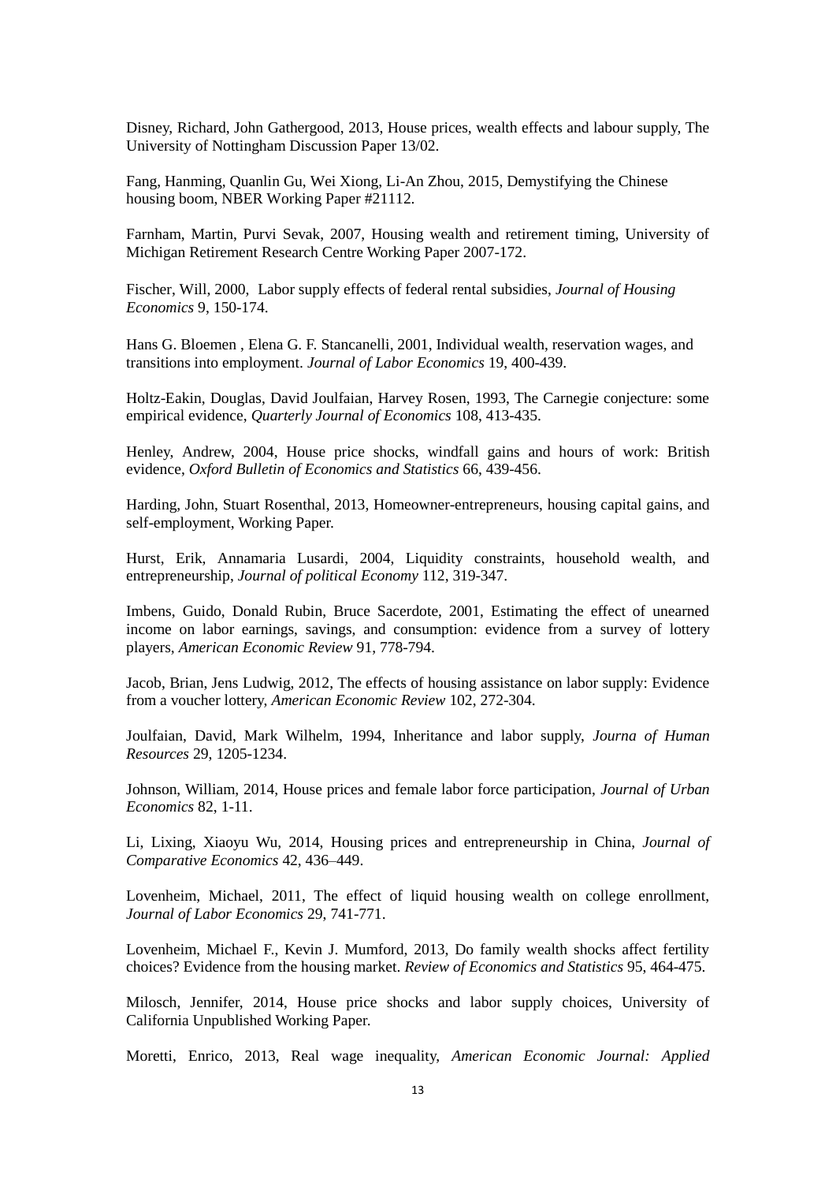Disney, Richard, John Gathergood, 2013, House prices, wealth effects and labour supply, The University of Nottingham Discussion Paper 13/02.

Fang, Hanming, Quanlin Gu, Wei Xiong, Li-An Zhou, 2015, Demystifying the Chinese housing boom, NBER Working Paper #21112.

Farnham, Martin, Purvi Sevak, 2007, Housing wealth and retirement timing, University of Michigan Retirement Research Centre Working Paper 2007-172.

Fischer, Will, 2000, Labor supply effects of federal rental subsidies, *Journal of Housing Economics* 9, 150-174.

Hans G. Bloemen , Elena G. F. Stancanelli, 2001, Individual wealth, reservation wages, and transitions into employment. *Journal of Labor Economics* 19, 400-439.

Holtz-Eakin, Douglas, David Joulfaian, Harvey Rosen, 1993, The Carnegie conjecture: some empirical evidence, *Quarterly Journal of Economics* 108, 413-435.

Henley, Andrew, 2004, House price shocks, windfall gains and hours of work: British evidence, *Oxford Bulletin of Economics and Statistics* 66, 439-456.

Harding, John, Stuart Rosenthal, 2013, Homeowner-entrepreneurs, housing capital gains, and self-employment, Working Paper.

Hurst, Erik, Annamaria Lusardi, 2004, Liquidity constraints, household wealth, and entrepreneurship, *Journal of political Economy* 112, 319-347.

Imbens, Guido, Donald Rubin, Bruce Sacerdote, 2001, Estimating the effect of unearned income on labor earnings, savings, and consumption: evidence from a survey of lottery players, *American Economic Review* 91, 778-794.

Jacob, Brian, Jens Ludwig, 2012, The effects of housing assistance on labor supply: Evidence from a voucher lottery, *American Economic Review* 102, 272-304.

Joulfaian, David, Mark Wilhelm, 1994, Inheritance and labor supply, *Journa of Human Resources* 29, 1205-1234.

Johnson, William, 2014, House prices and female labor force participation, *Journal of Urban Economics* 82, 1-11.

Li, Lixing, Xiaoyu Wu, 2014, Housing prices and entrepreneurship in China, *Journal of Comparative Economics* 42, 436–449.

Lovenheim, Michael, 2011, The effect of liquid housing wealth on college enrollment, *Journal of Labor Economics* 29, 741-771.

Lovenheim, Michael F., Kevin J. Mumford, 2013, Do family wealth shocks affect fertility choices? Evidence from the housing market. *Review of Economics and Statistics* 95, 464-475.

Milosch, Jennifer, 2014, House price shocks and labor supply choices, University of California Unpublished Working Paper.

Moretti, Enrico, 2013, Real wage inequality, *American Economic Journal: Applied*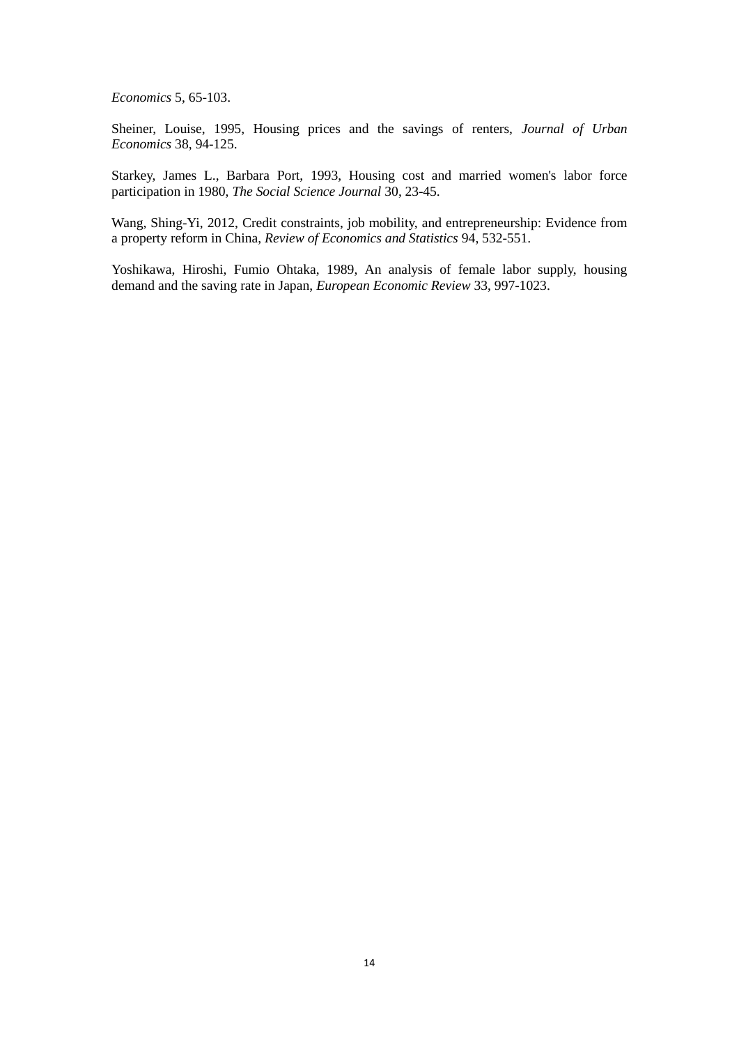*Economics* 5, 65-103.

Sheiner, Louise, 1995, Housing prices and the savings of renters, *Journal of Urban Economics* 38, 94-125.

Starkey, James L., Barbara Port, 1993, Housing cost and married women's labor force participation in 1980, *The Social Science Journal* 30, 23-45.

Wang, Shing-Yi, 2012, Credit constraints, job mobility, and entrepreneurship: Evidence from a property reform in China, *Review of Economics and Statistics* 94, 532-551.

Yoshikawa, Hiroshi, Fumio Ohtaka, 1989, An analysis of female labor supply, housing demand and the saving rate in Japan, *European Economic Review* 33, 997-1023.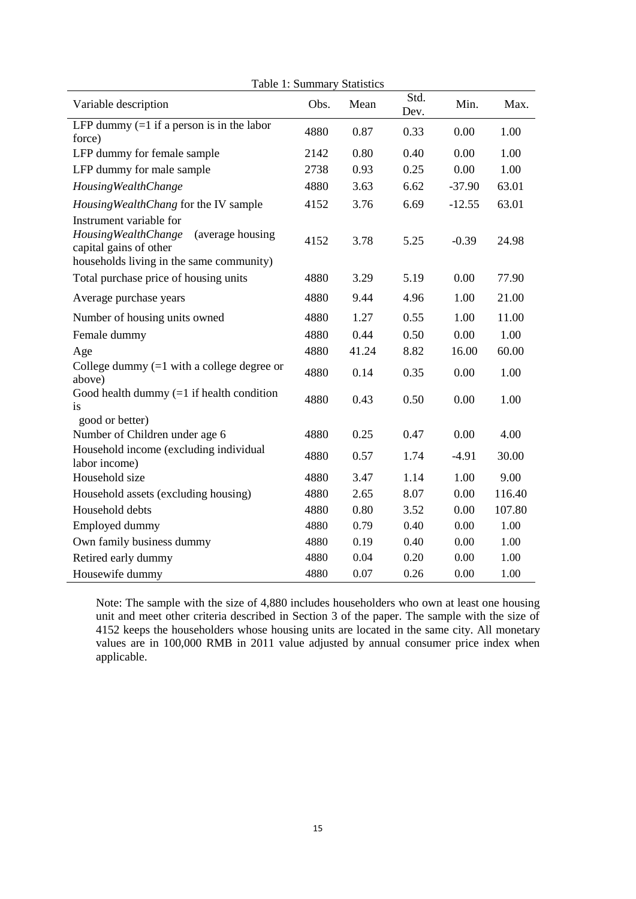Table 1: Summary Statistics

| Variable description | Obs. | Mean | Std. Dev. | Min. | Max. |
|---|---|---|---|---|---|
| LFP dummy (=1 if a person is in the labor force) | 4880 | 0.87 | 0.33 | 0.00 | 1.00 |
| LFP dummy for female sample | 2142 | 0.80 | 0.40 | 0.00 | 1.00 |
| LFP dummy for male sample | 2738 | 0.93 | 0.25 | 0.00 | 1.00 |
| *HousingWealthChange* | 4880 | 3.63 | 6.62 | -37.90 | 63.01 |
| *HousingWealthChang* for the IV sample | 4152 | 3.76 | 6.69 | -12.55 | 63.01 |
| Instrument variable for *HousingWealthChange* (average housing capital gains of other households living in the same community) | 4152 | 3.78 | 5.25 | -0.39 | 24.98 |
| Total purchase price of housing units | 4880 | 3.29 | 5.19 | 0.00 | 77.90 |
| Average purchase years | 4880 | 9.44 | 4.96 | 1.00 | 21.00 |
| Number of housing units owned | 4880 | 1.27 | 0.55 | 1.00 | 11.00 |
| Female dummy | 4880 | 0.44 | 0.50 | 0.00 | 1.00 |
| Age | 4880 | 41.24 | 8.82 | 16.00 | 60.00 |
| College dummy (=1 with a college degree or above) | 4880 | 0.14 | 0.35 | 0.00 | 1.00 |
| Good health dummy (=1 if health condition is good or better) | 4880 | 0.43 | 0.50 | 0.00 | 1.00 |
| Number of Children under age 6 | 4880 | 0.25 | 0.47 | 0.00 | 4.00 |
| Household income (excluding individual labor income) | 4880 | 0.57 | 1.74 | -4.91 | 30.00 |
| Household size | 4880 | 3.47 | 1.14 | 1.00 | 9.00 |
| Household assets (excluding housing) | 4880 | 2.65 | 8.07 | 0.00 | 116.40 |
| Household debts | 4880 | 0.80 | 3.52 | 0.00 | 107.80 |
| Employed dummy | 4880 | 0.79 | 0.40 | 0.00 | 1.00 |
| Own family business dummy | 4880 | 0.19 | 0.40 | 0.00 | 1.00 |
| Retired early dummy | 4880 | 0.04 | 0.20 | 0.00 | 1.00 |
| Housewife dummy | 4880 | 0.07 | 0.26 | 0.00 | 1.00 |

Note: The sample with the size of 4,880 includes householders who own at least one housing unit and meet other criteria described in Section 3 of the paper. The sample with the size of 4152 keeps the householders whose housing units are located in the same city. All monetary values are in 100,000 RMB in 2011 value adjusted by annual consumer price index when applicable.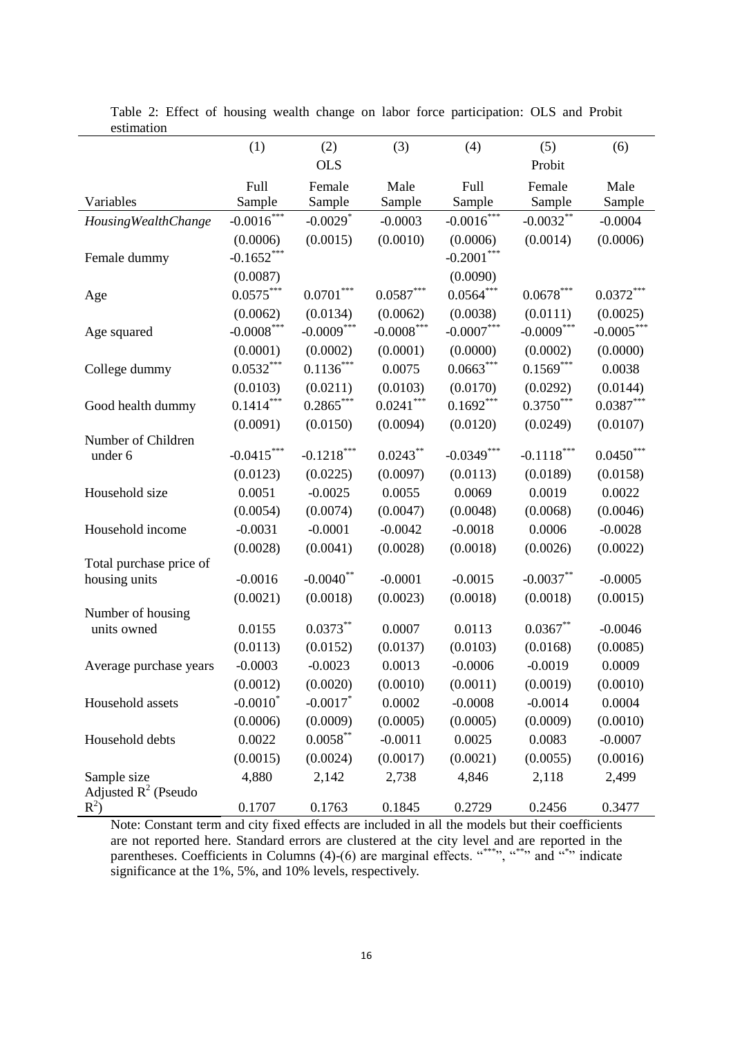Table 2: Effect of housing wealth change on labor force participation: OLS and Probit estimation

| | (1) | (2) | (3) | (4) | (5) | (6) |
|---|---|---|---|---|---|---|
| | | OLS | | | Probit | |
| Variables | Full Sample | Female Sample | Male Sample | Full Sample | Female Sample | Male Sample |
| *HousingWealthChange* | -0.0016*** | -0.0029* | -0.0003 | -0.0016*** | -0.0032** | -0.0004 |
| | (0.0006) | (0.0015) | (0.0010) | (0.0006) | (0.0014) | (0.0006) |
| Female dummy | -0.1652*** | | | -0.2001*** | | |
| | (0.0087) | | | (0.0090) | | |
| Age | 0.0575*** | 0.0701*** | 0.0587*** | 0.0564*** | 0.0678*** | 0.0372*** |
| | (0.0062) | (0.0134) | (0.0062) | (0.0038) | (0.0111) | (0.0025) |
| Age squared | -0.0008*** | -0.0009*** | -0.0008*** | -0.0007*** | -0.0009*** | -0.0005*** |
| | (0.0001) | (0.0002) | (0.0001) | (0.0000) | (0.0002) | (0.0000) |
| College dummy | 0.0532*** | 0.1136*** | 0.0075 | 0.0663*** | 0.1569*** | 0.0038 |
| | (0.0103) | (0.0211) | (0.0103) | (0.0170) | (0.0292) | (0.0144) |
| Good health dummy | 0.1414*** | 0.2865*** | 0.0241*** | 0.1692*** | 0.3750*** | 0.0387*** |
| | (0.0091) | (0.0150) | (0.0094) | (0.0120) | (0.0249) | (0.0107) |
| Number of Children under 6 | -0.0415*** | -0.1218*** | 0.0243** | -0.0349*** | -0.1118*** | 0.0450*** |
| | (0.0123) | (0.0225) | (0.0097) | (0.0113) | (0.0189) | (0.0158) |
| Household size | 0.0051 | -0.0025 | 0.0055 | 0.0069 | 0.0019 | 0.0022 |
| | (0.0054) | (0.0074) | (0.0047) | (0.0048) | (0.0068) | (0.0046) |
| Household income | -0.0031 | -0.0001 | -0.0042 | -0.0018 | 0.0006 | -0.0028 |
| | (0.0028) | (0.0041) | (0.0028) | (0.0018) | (0.0026) | (0.0022) |
| Total purchase price of housing units | -0.0016 | -0.0040** | -0.0001 | -0.0015 | -0.0037** | -0.0005 |
| | (0.0021) | (0.0018) | (0.0023) | (0.0018) | (0.0018) | (0.0015) |
| Number of housing units owned | 0.0155 | 0.0373** | 0.0007 | 0.0113 | 0.0367** | -0.0046 |
| | (0.0113) | (0.0152) | (0.0137) | (0.0103) | (0.0168) | (0.0085) |
| Average purchase years | -0.0003 | -0.0023 | 0.0013 | -0.0006 | -0.0019 | 0.0009 |
| | (0.0012) | (0.0020) | (0.0010) | (0.0011) | (0.0019) | (0.0010) |
| Household assets | -0.0010* | -0.0017* | 0.0002 | -0.0008 | -0.0014 | 0.0004 |
| | (0.0006) | (0.0009) | (0.0005) | (0.0005) | (0.0009) | (0.0010) |
| Household debts | 0.0022 | 0.0058** | -0.0011 | 0.0025 | 0.0083 | -0.0007 |
| | (0.0015) | (0.0024) | (0.0017) | (0.0021) | (0.0055) | (0.0016) |
| Sample size | 4,880 | 2,142 | 2,738 | 4,846 | 2,118 | 2,499 |
| Adjusted $R^2$ (Pseudo $R^2$) | 0.1707 | 0.1763 | 0.1845 | 0.2729 | 0.2456 | 0.3477 |

Note: Constant term and city fixed effects are included in all the models but their coefficients are not reported here. Standard errors are clustered at the city level and are reported in the parentheses. Coefficients in Columns (4)-(6) are marginal effects. "***", "**" and "*" indicate significance at the 1%, 5%, and 10% levels, respectively.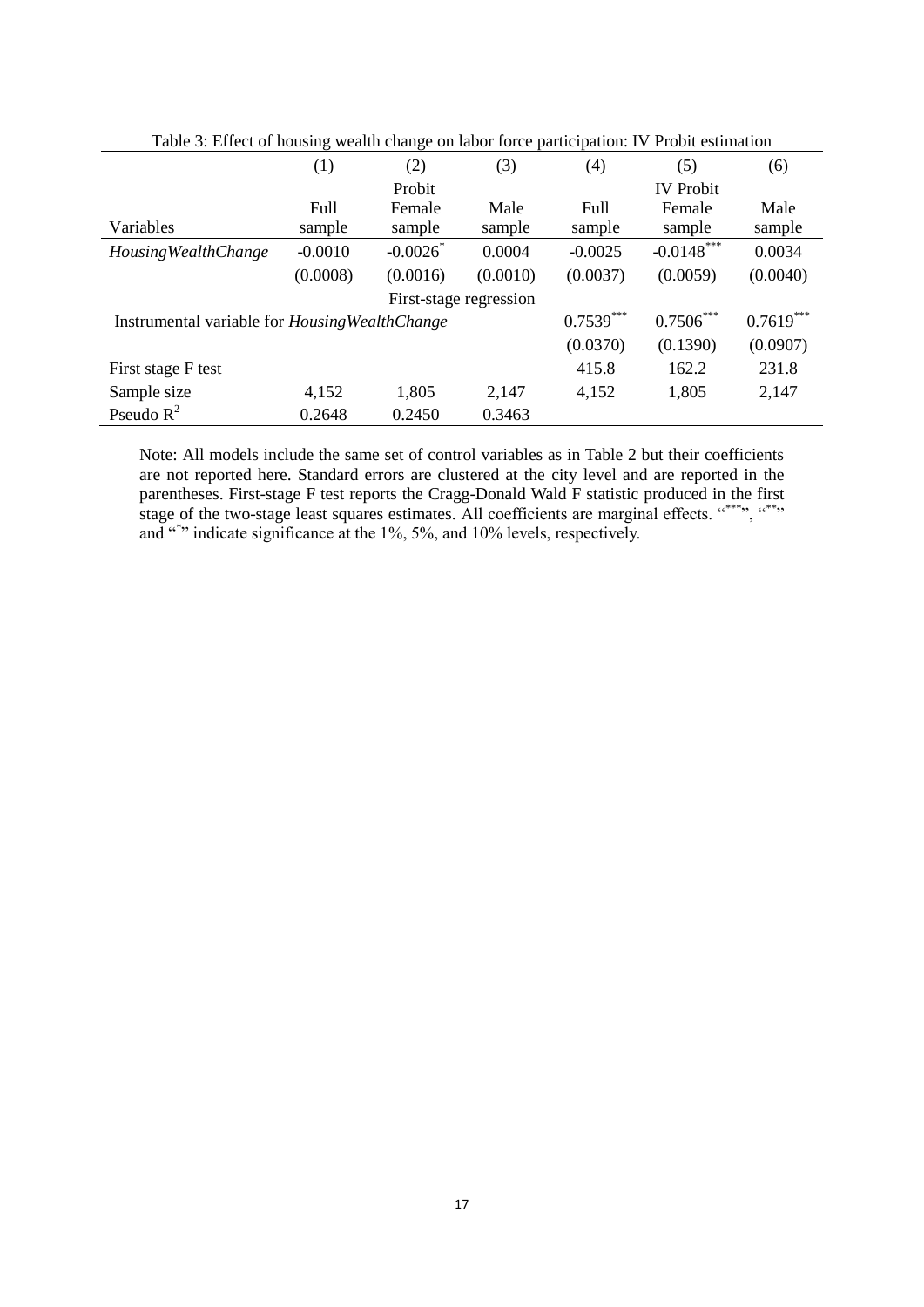Table 3: Effect of housing wealth change on labor force participation: IV Probit estimation

| | (1) | (2) | (3) | (4) | (5) | (6) |
|---|---|---|---|---|---|---|
| | | Probit | | | IV Probit | |
| Variables | Full sample | Female sample | Male sample | Full sample | Female sample | Male sample |
| *HousingWealthChange* | -0.0010 | -0.0026* | 0.0004 | -0.0025 | -0.0148*** | 0.0034 |
| | (0.0008) | (0.0016) | (0.0010) | (0.0037) | (0.0059) | (0.0040) |
| | | First-stage regression | | | | |
| Instrumental variable for *HousingWealthChange* | | | | 0.7539*** | 0.7506*** | 0.7619*** |
| | | | | (0.0370) | (0.1390) | (0.0907) |
| First stage F test | | | | 415.8 | 162.2 | 231.8 |
| Sample size | 4,152 | 1,805 | 2,147 | 4,152 | 1,805 | 2,147 |
| Pseudo $R^2$ | 0.2648 | 0.2450 | 0.3463 | | | |

Note: All models include the same set of control variables as in Table 2 but their coefficients are not reported here. Standard errors are clustered at the city level and are reported in the parentheses. First-stage F test reports the Cragg-Donald Wald F statistic produced in the first stage of the two-stage least squares estimates. All coefficients are marginal effects. "***", "**" and "*" indicate significance at the 1%, 5%, and 10% levels, respectively.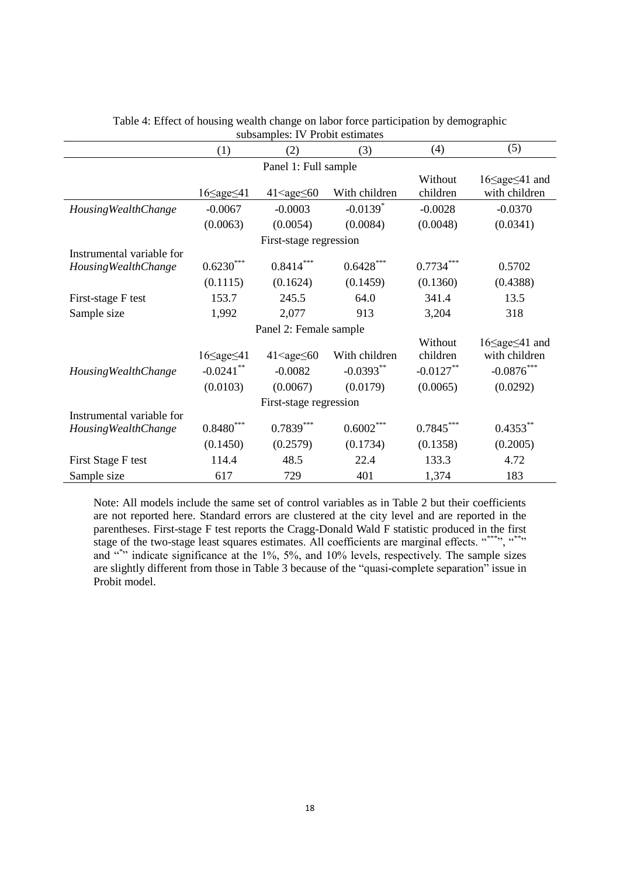Table 4: Effect of housing wealth change on labor force participation by demographic subsamples: IV Probit estimates

| | (1) | (2) | (3) | (4) | (5) |
|---|---|---|---|---|---|
| | | | Panel 1: Full sample | | |
| | 16≤age≤41 | 41<age≤60 | With children | Without children | 16≤age≤41 and with children |
| *HousingWealthChange* | -0.0067 | -0.0003 | -0.0139* | -0.0028 | -0.0370 |
| | (0.0063) | (0.0054) | (0.0084) | (0.0048) | (0.0341) |
| | | | First-stage regression | | |
| Instrumental variable for *HousingWealthChange* | 0.6230*** | 0.8414*** | 0.6428*** | 0.7734*** | 0.5702 |
| | (0.1115) | (0.1624) | (0.1459) | (0.1360) | (0.4388) |
| First-stage F test | 153.7 | 245.5 | 64.0 | 341.4 | 13.5 |
| Sample size | 1,992 | 2,077 | 913 | 3,204 | 318 |
| | | | Panel 2: Female sample | | |
| | 16≤age≤41 | 41<age≤60 | With children | Without children | 16≤age≤41 and with children |
| *HousingWealthChange* | -0.0241** | -0.0082 | -0.0393** | -0.0127** | -0.0876*** |
| | (0.0103) | (0.0067) | (0.0179) | (0.0065) | (0.0292) |
| | | | First-stage regression | | |
| Instrumental variable for *HousingWealthChange* | 0.8480*** | 0.7839*** | 0.6002*** | 0.7845*** | 0.4353** |
| | (0.1450) | (0.2579) | (0.1734) | (0.1358) | (0.2005) |
| First Stage F test | 114.4 | 48.5 | 22.4 | 133.3 | 4.72 |
| Sample size | 617 | 729 | 401 | 1,374 | 183 |

Note: All models include the same set of control variables as in Table 2 but their coefficients are not reported here. Standard errors are clustered at the city level and are reported in the parentheses. First-stage F test reports the Cragg-Donald Wald F statistic produced in the first stage of the two-stage least squares estimates. All coefficients are marginal effects. "***", "**" and "*" indicate significance at the 1%, 5%, and 10% levels, respectively. The sample sizes are slightly different from those in Table 3 because of the "quasi-complete separation" issue in Probit model.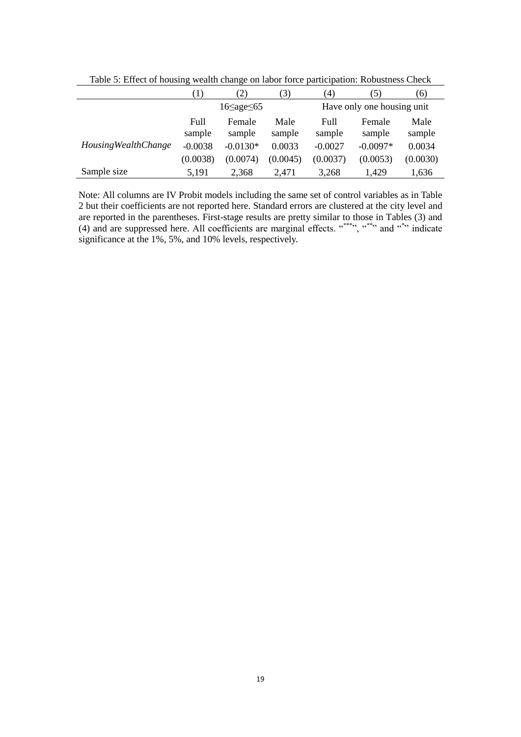Table 5: Effect of housing wealth change on labor force participation: Robustness Check

| | (1) | (2) | (3) | (4) | (5) | (6) |
|---|---|---|---|---|---|---|
| | 16≤age≤65 | | | Have only one housing unit | | |
| | Full sample | Female sample | Male sample | Full sample | Female sample | Male sample |
| *HousingWealthChange* | -0.0038 | -0.0130* | 0.0033 | -0.0027 | -0.0097* | 0.0034 |
| | (0.0038) | (0.0074) | (0.0045) | (0.0037) | (0.0053) | (0.0030) |
| Sample size | 5,191 | 2,368 | 2,471 | 3,268 | 1,429 | 1,636 |

Note: All columns are IV Probit models including the same set of control variables as in Table 2 but their coefficients are not reported here. Standard errors are clustered at the city level and are reported in the parentheses. First-stage results are pretty similar to those in Tables (3) and (4) and are suppressed here. All coefficients are marginal effects. "***", "**" and "*" indicate significance at the 1%, 5%, and 10% levels, respectively.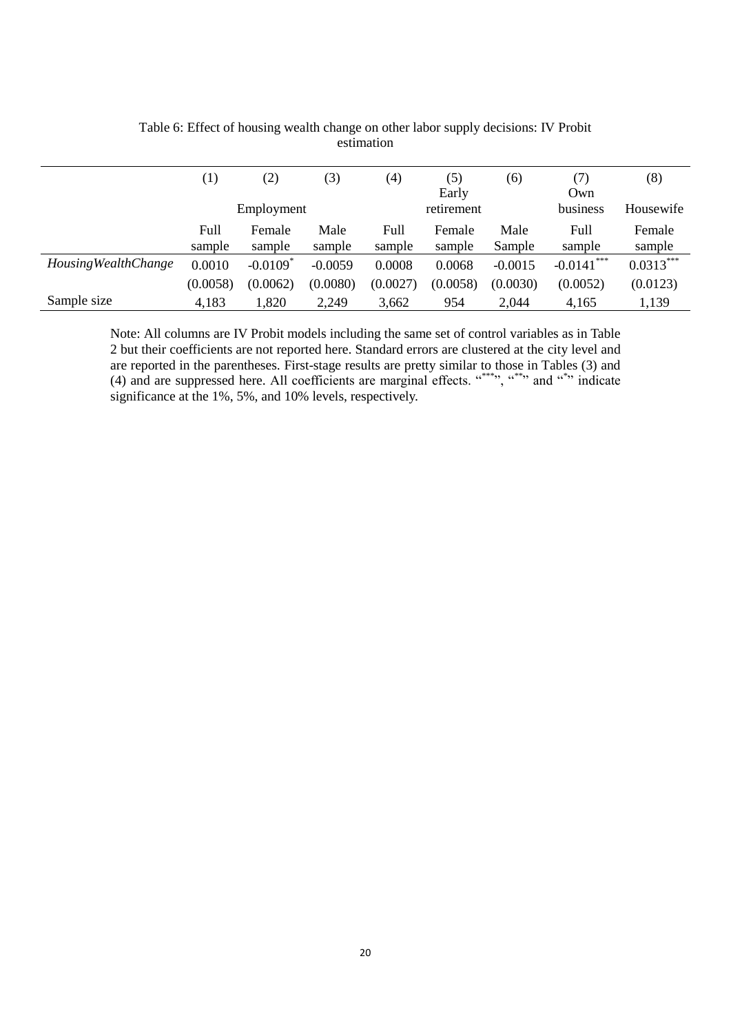Table 6: Effect of housing wealth change on other labor supply decisions: IV Probit estimation

| | (1) | (2) | (3) | (4) | (5) | (6) | (7) | (8) |
|---|---|---|---|---|---|---|---|---|
| | | Employment | | | Early retirement | | Own business | Housewife |
| | Full sample | Female sample | Male sample | Full sample | Female sample | Male Sample | Full sample | Female sample |
| *HousingWealthChange* | 0.0010 | -0.0109* | -0.0059 | 0.0008 | 0.0068 | -0.0015 | -0.0141*** | 0.0313*** |
| | (0.0058) | (0.0062) | (0.0080) | (0.0027) | (0.0058) | (0.0030) | (0.0052) | (0.0123) |
| Sample size | 4,183 | 1,820 | 2,249 | 3,662 | 954 | 2,044 | 4,165 | 1,139 |

Note: All columns are IV Probit models including the same set of control variables as in Table 2 but their coefficients are not reported here. Standard errors are clustered at the city level and are reported in the parentheses. First-stage results are pretty similar to those in Tables (3) and (4) and are suppressed here. All coefficients are marginal effects. "***", "**" and "*" indicate significance at the 1%, 5%, and 10% levels, respectively.